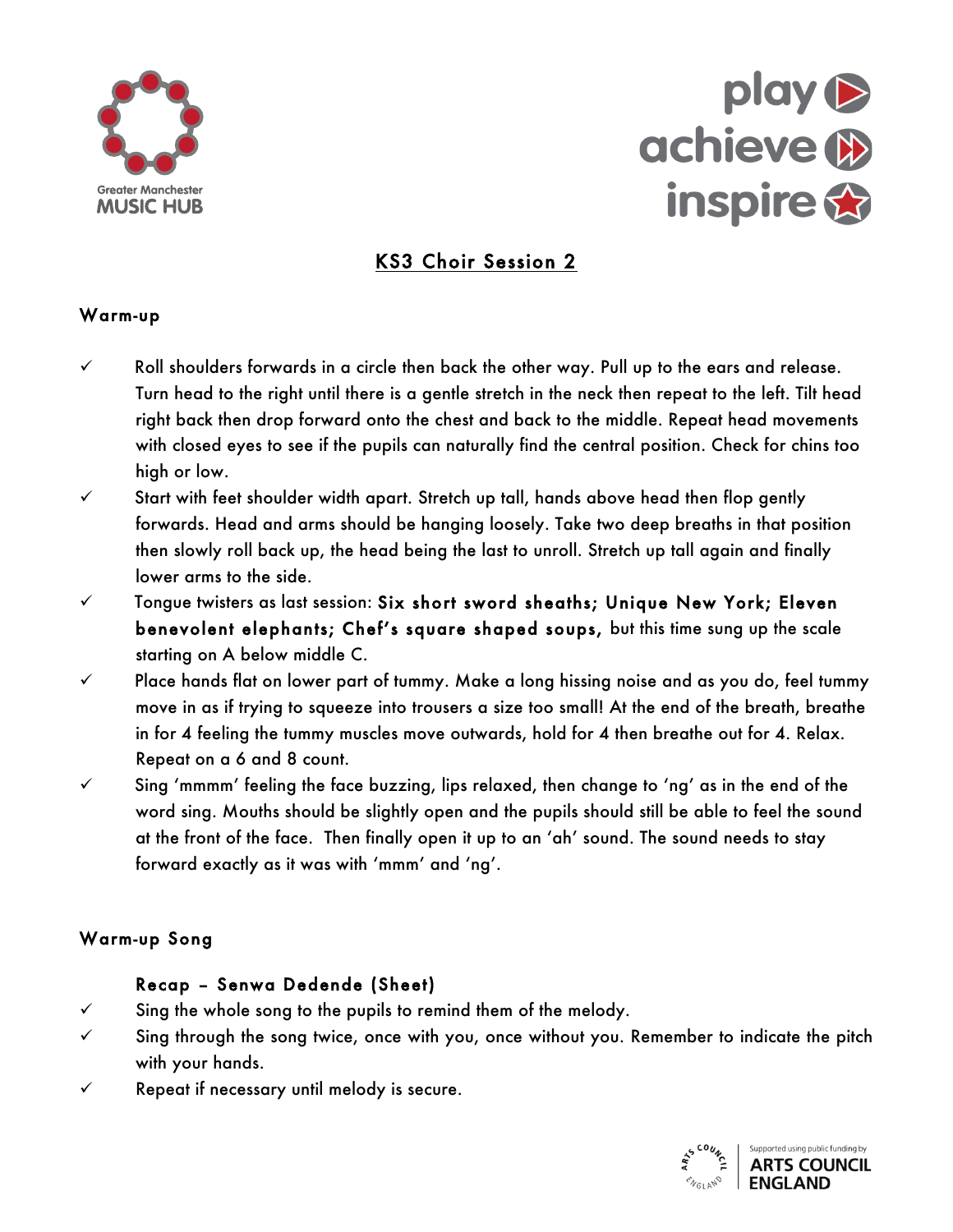# KS3 Choir Session 2

## Warm-up

- ✓ Roll shoulders forwards in a circle then back the other way. Pull up to the ears and release. Turn head to the right until there is a gentle stretch in the neck then repeat to the left. Tilt head right back then drop forward onto the chest and back to the middle. Repeat head movements with closed eyes to see if the pupils can naturally find the central position. Check for chins too high or low.
- ✓ Start with feet shoulder width apart. Stretch up tall, hands above head then flop gently forwards. Head and arms should be hanging loosely. Take two deep breaths in that position then slowly roll back up, the head being the last to unroll. Stretch up tall again and finally lower arms to the side.
- ✓ Tongue twisters as last session: **Six short sword sheaths; Unique New York; Eleven benevolent elephants; Chef's square shaped soups,** but this time sung up the scale starting on A below middle C.
- ✓ Place hands flat on lower part of tummy. Make a long hissing noise and as you do, feel tummy move in as if trying to squeeze into trousers a size too small! At the end of the breath, breathe in for 4 feeling the tummy muscles move outwards, hold for 4 then breathe out for 4. Relax. Repeat on a 6 and 8 count.
- ✓ Sing 'mmmm' feeling the face buzzing, lips relaxed, then change to 'ng' as in the end of the word sing. Mouths should be slightly open and the pupils should still be able to feel the sound at the front of the face. Then finally open it up to an 'ah' sound. The sound needs to stay forward exactly as it was with 'mmm' and 'ng'.

## Warm-up Song

**Recap – Senwa Dedende (Sheet)**

- ✓ Sing the whole song to the pupils to remind them of the melody.
- ✓ Sing through the song twice, once with you, once without you. Remember to indicate the pitch with your hands.
- ✓ Repeat if necessary until melody is secure.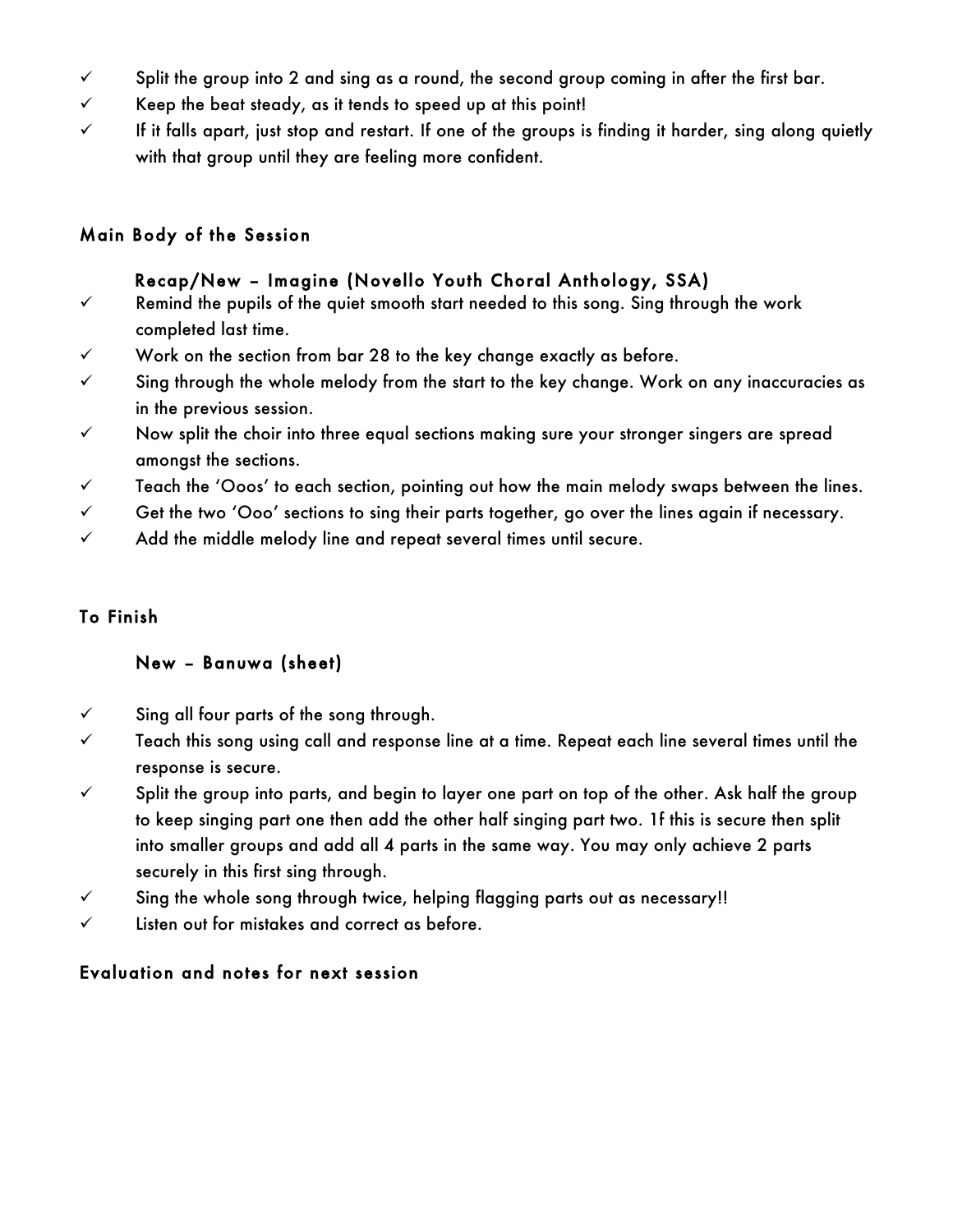- ✓ Split the group into 2 and sing as a round, the second group coming in after the first bar.
- ✓ Keep the beat steady, as it tends to speed up at this point!
- ✓ If it falls apart, just stop and restart. If one of the groups is finding it harder, sing along quietly with that group until they are feeling more confident.

## Main Body of the Session

### Recap/New – Imagine (Novello Youth Choral Anthology, SSA)

- ✓ Remind the pupils of the quiet smooth start needed to this song. Sing through the work completed last time.
- ✓ Work on the section from bar 28 to the key change exactly as before.
- ✓ Sing through the whole melody from the start to the key change. Work on any inaccuracies as in the previous session.
- ✓ Now split the choir into three equal sections making sure your stronger singers are spread amongst the sections.
- ✓ Teach the 'Ooos' to each section, pointing out how the main melody swaps between the lines.
- ✓ Get the two 'Ooo' sections to sing their parts together, go over the lines again if necessary.
- ✓ Add the middle melody line and repeat several times until secure.

## To Finish

### New – Banuwa (sheet)

- ✓ Sing all four parts of the song through.
- ✓ Teach this song using call and response line at a time. Repeat each line several times until the response is secure.
- ✓ Split the group into parts, and begin to layer one part on top of the other. Ask half the group to keep singing part one then add the other half singing part two. 1f this is secure then split into smaller groups and add all 4 parts in the same way. You may only achieve 2 parts securely in this first sing through.
- ✓ Sing the whole song through twice, helping flagging parts out as necessary!!
- ✓ Listen out for mistakes and correct as before.

## Evaluation and notes for next session